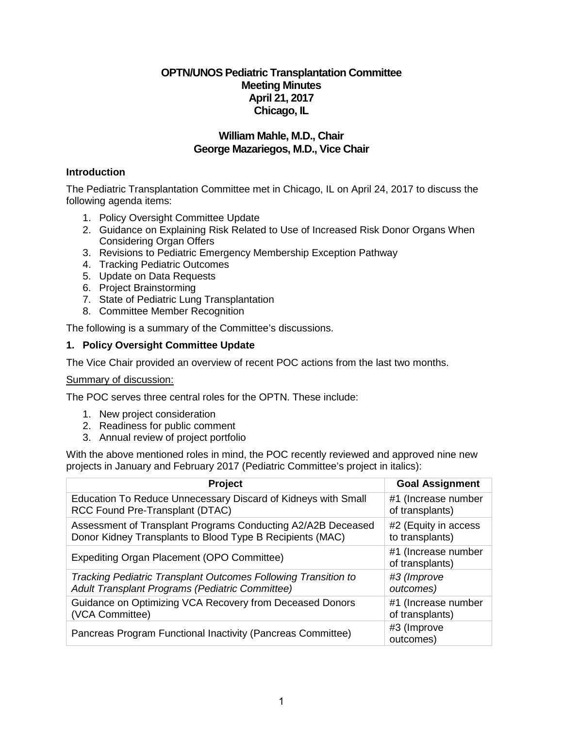# OPTN/UNOS Pediatric Transplantation Committee
# Meeting Minutes
# April 21, 2017
# Chicago, IL

## William Mahle, M.D., Chair
## George Mazariegos, M.D., Vice Chair

### Introduction

The Pediatric Transplantation Committee met in Chicago, IL on April 24, 2017 to discuss the following agenda items:

1. Policy Oversight Committee Update
2. Guidance on Explaining Risk Related to Use of Increased Risk Donor Organs When Considering Organ Offers
3. Revisions to Pediatric Emergency Membership Exception Pathway
4. Tracking Pediatric Outcomes
5. Update on Data Requests
6. Project Brainstorming
7. State of Pediatric Lung Transplantation
8. Committee Member Recognition

The following is a summary of the Committee's discussions.

### 1. Policy Oversight Committee Update

The Vice Chair provided an overview of recent POC actions from the last two months.

Summary of discussion:

The POC serves three central roles for the OPTN. These include:

1. New project consideration
2. Readiness for public comment
3. Annual review of project portfolio

With the above mentioned roles in mind, the POC recently reviewed and approved nine new projects in January and February 2017 (Pediatric Committee's project in italics):

| Project | Goal Assignment |
| --- | --- |
| Education To Reduce Unnecessary Discard of Kidneys with Small RCC Found Pre-Transplant (DTAC) | #1 (Increase number of transplants) |
| Assessment of Transplant Programs Conducting A2/A2B Deceased Donor Kidney Transplants to Blood Type B Recipients (MAC) | #2 (Equity in access to transplants) |
| Expediting Organ Placement (OPO Committee) | #1 (Increase number of transplants) |
| *Tracking Pediatric Transplant Outcomes Following Transition to Adult Transplant Programs (Pediatric Committee)* | *#3 (Improve outcomes)* |
| Guidance on Optimizing VCA Recovery from Deceased Donors (VCA Committee) | #1 (Increase number of transplants) |
| Pancreas Program Functional Inactivity (Pancreas Committee) | #3 (Improve outcomes) |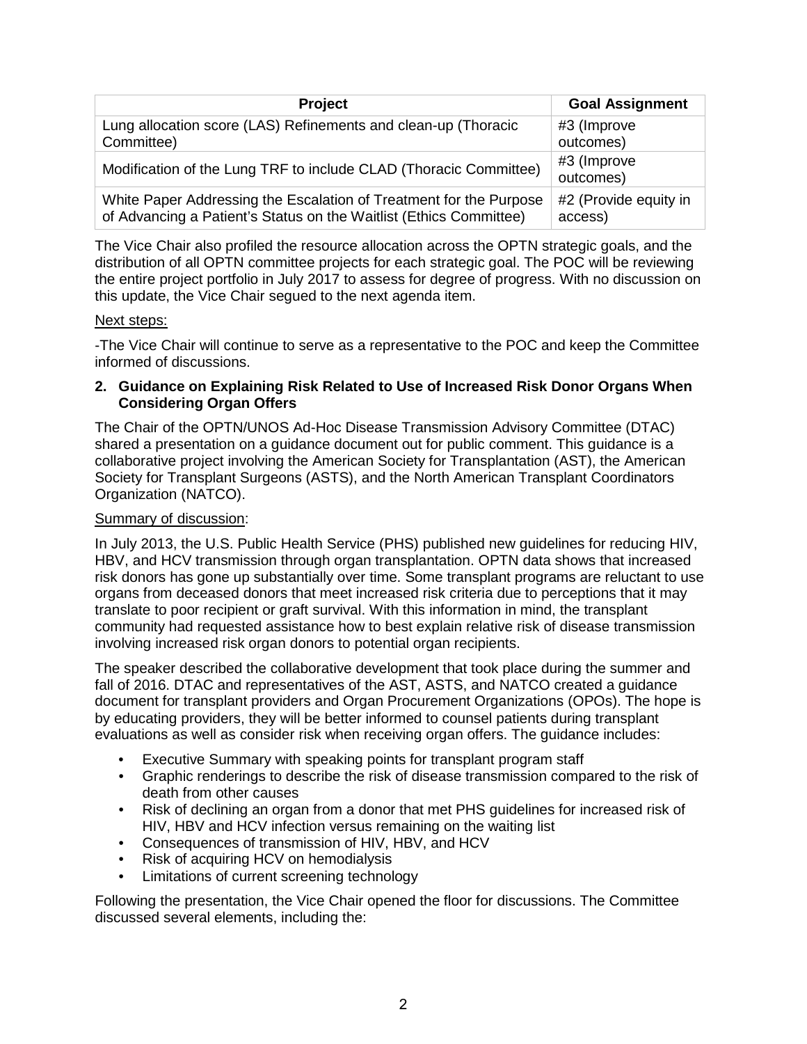| Project | Goal Assignment |
| --- | --- |
| Lung allocation score (LAS) Refinements and clean-up (Thoracic Committee) | #3 (Improve outcomes) |
| Modification of the Lung TRF to include CLAD (Thoracic Committee) | #3 (Improve outcomes) |
| White Paper Addressing the Escalation of Treatment for the Purpose of Advancing a Patient's Status on the Waitlist (Ethics Committee) | #2 (Provide equity in access) |

The Vice Chair also profiled the resource allocation across the OPTN strategic goals, and the distribution of all OPTN committee projects for each strategic goal. The POC will be reviewing the entire project portfolio in July 2017 to assess for degree of progress. With no discussion on this update, the Vice Chair segued to the next agenda item.

Next steps:

-The Vice Chair will continue to serve as a representative to the POC and keep the Committee informed of discussions.

**2. Guidance on Explaining Risk Related to Use of Increased Risk Donor Organs When Considering Organ Offers**

The Chair of the OPTN/UNOS Ad-Hoc Disease Transmission Advisory Committee (DTAC) shared a presentation on a guidance document out for public comment. This guidance is a collaborative project involving the American Society for Transplantation (AST), the American Society for Transplant Surgeons (ASTS), and the North American Transplant Coordinators Organization (NATCO).

Summary of discussion:

In July 2013, the U.S. Public Health Service (PHS) published new guidelines for reducing HIV, HBV, and HCV transmission through organ transplantation. OPTN data shows that increased risk donors has gone up substantially over time. Some transplant programs are reluctant to use organs from deceased donors that meet increased risk criteria due to perceptions that it may translate to poor recipient or graft survival. With this information in mind, the transplant community had requested assistance how to best explain relative risk of disease transmission involving increased risk organ donors to potential organ recipients.

The speaker described the collaborative development that took place during the summer and fall of 2016. DTAC and representatives of the AST, ASTS, and NATCO created a guidance document for transplant providers and Organ Procurement Organizations (OPOs). The hope is by educating providers, they will be better informed to counsel patients during transplant evaluations as well as consider risk when receiving organ offers. The guidance includes:

- Executive Summary with speaking points for transplant program staff
- Graphic renderings to describe the risk of disease transmission compared to the risk of death from other causes
- Risk of declining an organ from a donor that met PHS guidelines for increased risk of HIV, HBV and HCV infection versus remaining on the waiting list
- Consequences of transmission of HIV, HBV, and HCV
- Risk of acquiring HCV on hemodialysis
- Limitations of current screening technology

Following the presentation, the Vice Chair opened the floor for discussions. The Committee discussed several elements, including the: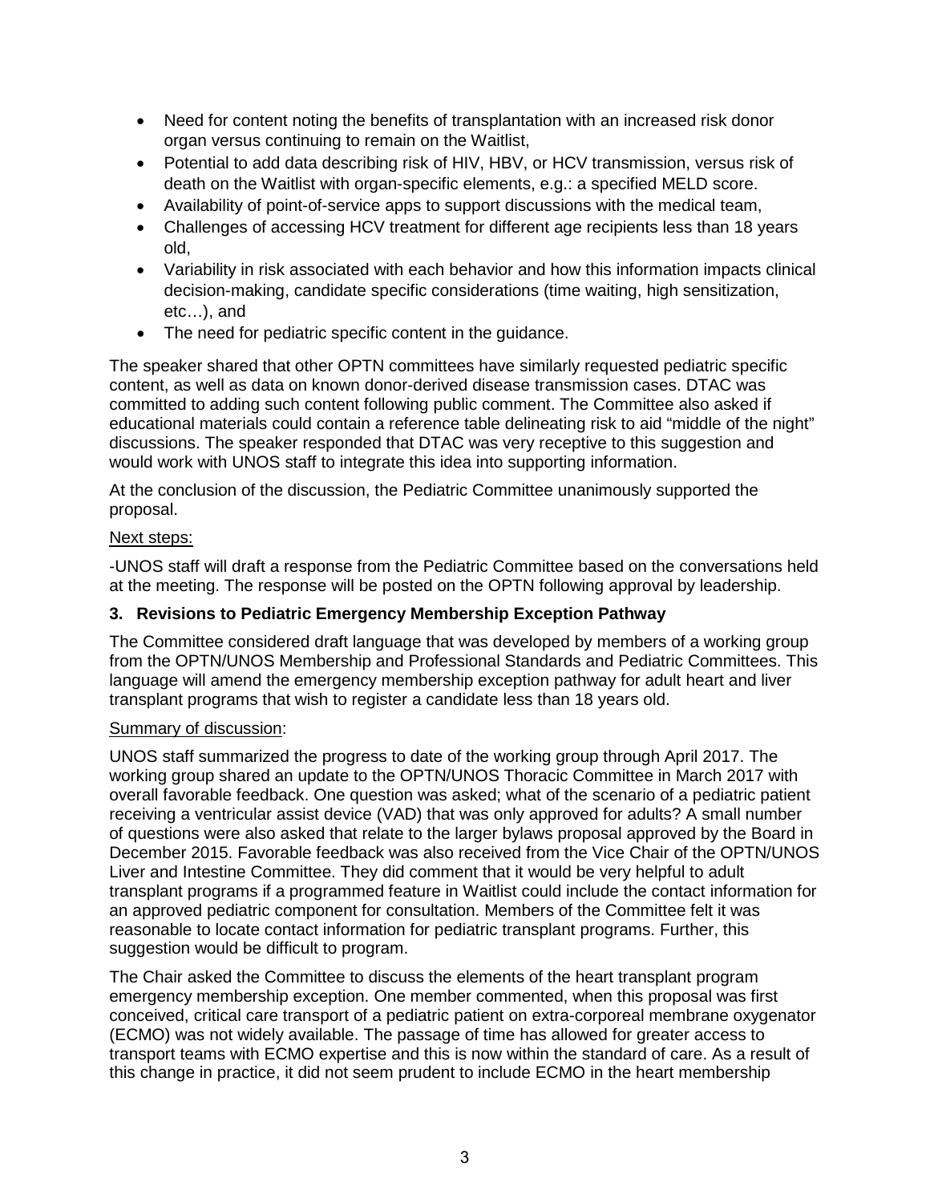- Need for content noting the benefits of transplantation with an increased risk donor organ versus continuing to remain on the Waitlist,
- Potential to add data describing risk of HIV, HBV, or HCV transmission, versus risk of death on the Waitlist with organ-specific elements, e.g.: a specified MELD score.
- Availability of point-of-service apps to support discussions with the medical team,
- Challenges of accessing HCV treatment for different age recipients less than 18 years old,
- Variability in risk associated with each behavior and how this information impacts clinical decision-making, candidate specific considerations (time waiting, high sensitization, etc…), and
- The need for pediatric specific content in the guidance.

The speaker shared that other OPTN committees have similarly requested pediatric specific content, as well as data on known donor-derived disease transmission cases. DTAC was committed to adding such content following public comment. The Committee also asked if educational materials could contain a reference table delineating risk to aid "middle of the night" discussions. The speaker responded that DTAC was very receptive to this suggestion and would work with UNOS staff to integrate this idea into supporting information.

At the conclusion of the discussion, the Pediatric Committee unanimously supported the proposal.

Next steps:

-UNOS staff will draft a response from the Pediatric Committee based on the conversations held at the meeting. The response will be posted on the OPTN following approval by leadership.

**3. Revisions to Pediatric Emergency Membership Exception Pathway**

The Committee considered draft language that was developed by members of a working group from the OPTN/UNOS Membership and Professional Standards and Pediatric Committees. This language will amend the emergency membership exception pathway for adult heart and liver transplant programs that wish to register a candidate less than 18 years old.

Summary of discussion:

UNOS staff summarized the progress to date of the working group through April 2017. The working group shared an update to the OPTN/UNOS Thoracic Committee in March 2017 with overall favorable feedback. One question was asked; what of the scenario of a pediatric patient receiving a ventricular assist device (VAD) that was only approved for adults? A small number of questions were also asked that relate to the larger bylaws proposal approved by the Board in December 2015. Favorable feedback was also received from the Vice Chair of the OPTN/UNOS Liver and Intestine Committee. They did comment that it would be very helpful to adult transplant programs if a programmed feature in Waitlist could include the contact information for an approved pediatric component for consultation. Members of the Committee felt it was reasonable to locate contact information for pediatric transplant programs. Further, this suggestion would be difficult to program.

The Chair asked the Committee to discuss the elements of the heart transplant program emergency membership exception. One member commented, when this proposal was first conceived, critical care transport of a pediatric patient on extra-corporeal membrane oxygenator (ECMO) was not widely available. The passage of time has allowed for greater access to transport teams with ECMO expertise and this is now within the standard of care. As a result of this change in practice, it did not seem prudent to include ECMO in the heart membership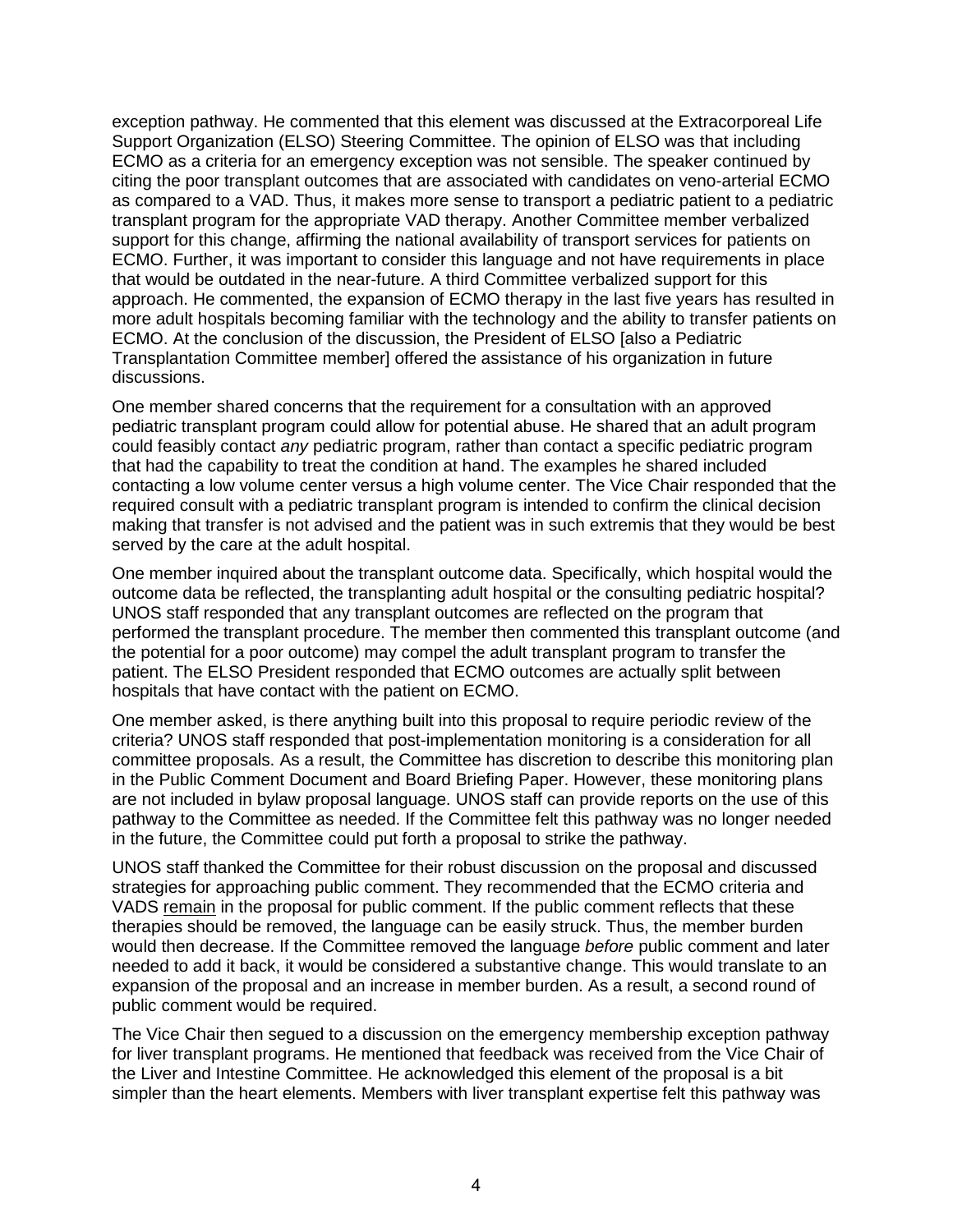exception pathway. He commented that this element was discussed at the Extracorporeal Life Support Organization (ELSO) Steering Committee. The opinion of ELSO was that including ECMO as a criteria for an emergency exception was not sensible. The speaker continued by citing the poor transplant outcomes that are associated with candidates on veno-arterial ECMO as compared to a VAD. Thus, it makes more sense to transport a pediatric patient to a pediatric transplant program for the appropriate VAD therapy. Another Committee member verbalized support for this change, affirming the national availability of transport services for patients on ECMO. Further, it was important to consider this language and not have requirements in place that would be outdated in the near-future. A third Committee verbalized support for this approach. He commented, the expansion of ECMO therapy in the last five years has resulted in more adult hospitals becoming familiar with the technology and the ability to transfer patients on ECMO. At the conclusion of the discussion, the President of ELSO [also a Pediatric Transplantation Committee member] offered the assistance of his organization in future discussions.

One member shared concerns that the requirement for a consultation with an approved pediatric transplant program could allow for potential abuse. He shared that an adult program could feasibly contact *any* pediatric program, rather than contact a specific pediatric program that had the capability to treat the condition at hand. The examples he shared included contacting a low volume center versus a high volume center. The Vice Chair responded that the required consult with a pediatric transplant program is intended to confirm the clinical decision making that transfer is not advised and the patient was in such extremis that they would be best served by the care at the adult hospital.

One member inquired about the transplant outcome data. Specifically, which hospital would the outcome data be reflected, the transplanting adult hospital or the consulting pediatric hospital? UNOS staff responded that any transplant outcomes are reflected on the program that performed the transplant procedure. The member then commented this transplant outcome (and the potential for a poor outcome) may compel the adult transplant program to transfer the patient. The ELSO President responded that ECMO outcomes are actually split between hospitals that have contact with the patient on ECMO.

One member asked, is there anything built into this proposal to require periodic review of the criteria? UNOS staff responded that post-implementation monitoring is a consideration for all committee proposals. As a result, the Committee has discretion to describe this monitoring plan in the Public Comment Document and Board Briefing Paper. However, these monitoring plans are not included in bylaw proposal language. UNOS staff can provide reports on the use of this pathway to the Committee as needed. If the Committee felt this pathway was no longer needed in the future, the Committee could put forth a proposal to strike the pathway.

UNOS staff thanked the Committee for their robust discussion on the proposal and discussed strategies for approaching public comment. They recommended that the ECMO criteria and VADS <u>remain</u> in the proposal for public comment. If the public comment reflects that these therapies should be removed, the language can be easily struck. Thus, the member burden would then decrease. If the Committee removed the language *before* public comment and later needed to add it back, it would be considered a substantive change. This would translate to an expansion of the proposal and an increase in member burden. As a result, a second round of public comment would be required.

The Vice Chair then segued to a discussion on the emergency membership exception pathway for liver transplant programs. He mentioned that feedback was received from the Vice Chair of the Liver and Intestine Committee. He acknowledged this element of the proposal is a bit simpler than the heart elements. Members with liver transplant expertise felt this pathway was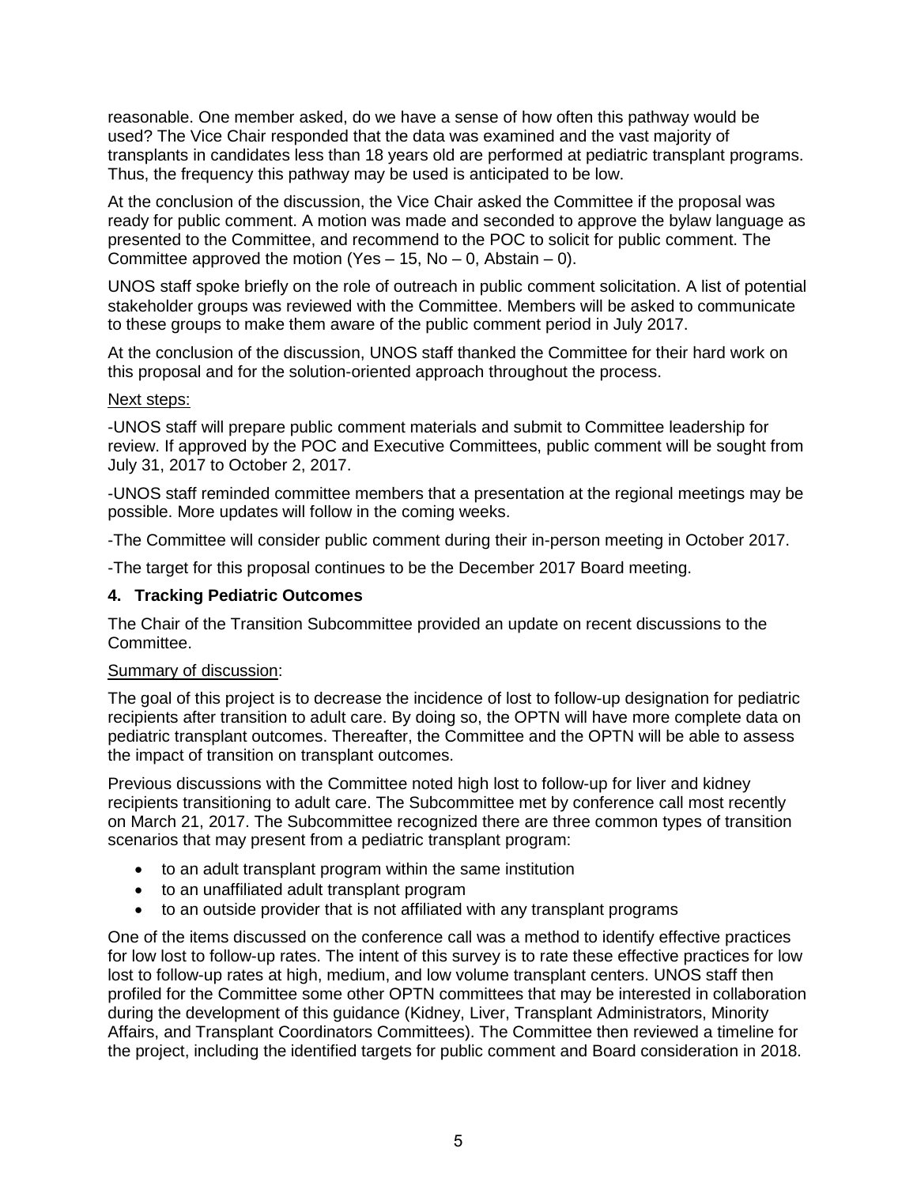reasonable. One member asked, do we have a sense of how often this pathway would be used? The Vice Chair responded that the data was examined and the vast majority of transplants in candidates less than 18 years old are performed at pediatric transplant programs. Thus, the frequency this pathway may be used is anticipated to be low.

At the conclusion of the discussion, the Vice Chair asked the Committee if the proposal was ready for public comment. A motion was made and seconded to approve the bylaw language as presented to the Committee, and recommend to the POC to solicit for public comment. The Committee approved the motion (Yes – 15, No – 0, Abstain – 0).

UNOS staff spoke briefly on the role of outreach in public comment solicitation. A list of potential stakeholder groups was reviewed with the Committee. Members will be asked to communicate to these groups to make them aware of the public comment period in July 2017.

At the conclusion of the discussion, UNOS staff thanked the Committee for their hard work on this proposal and for the solution-oriented approach throughout the process.

Next steps:

-UNOS staff will prepare public comment materials and submit to Committee leadership for review. If approved by the POC and Executive Committees, public comment will be sought from July 31, 2017 to October 2, 2017.

-UNOS staff reminded committee members that a presentation at the regional meetings may be possible. More updates will follow in the coming weeks.

-The Committee will consider public comment during their in-person meeting in October 2017.

-The target for this proposal continues to be the December 2017 Board meeting.

**4. Tracking Pediatric Outcomes**

The Chair of the Transition Subcommittee provided an update on recent discussions to the Committee.

Summary of discussion:

The goal of this project is to decrease the incidence of lost to follow-up designation for pediatric recipients after transition to adult care. By doing so, the OPTN will have more complete data on pediatric transplant outcomes. Thereafter, the Committee and the OPTN will be able to assess the impact of transition on transplant outcomes.

Previous discussions with the Committee noted high lost to follow-up for liver and kidney recipients transitioning to adult care. The Subcommittee met by conference call most recently on March 21, 2017. The Subcommittee recognized there are three common types of transition scenarios that may present from a pediatric transplant program:

- to an adult transplant program within the same institution
- to an unaffiliated adult transplant program
- to an outside provider that is not affiliated with any transplant programs

One of the items discussed on the conference call was a method to identify effective practices for low lost to follow-up rates. The intent of this survey is to rate these effective practices for low lost to follow-up rates at high, medium, and low volume transplant centers. UNOS staff then profiled for the Committee some other OPTN committees that may be interested in collaboration during the development of this guidance (Kidney, Liver, Transplant Administrators, Minority Affairs, and Transplant Coordinators Committees). The Committee then reviewed a timeline for the project, including the identified targets for public comment and Board consideration in 2018.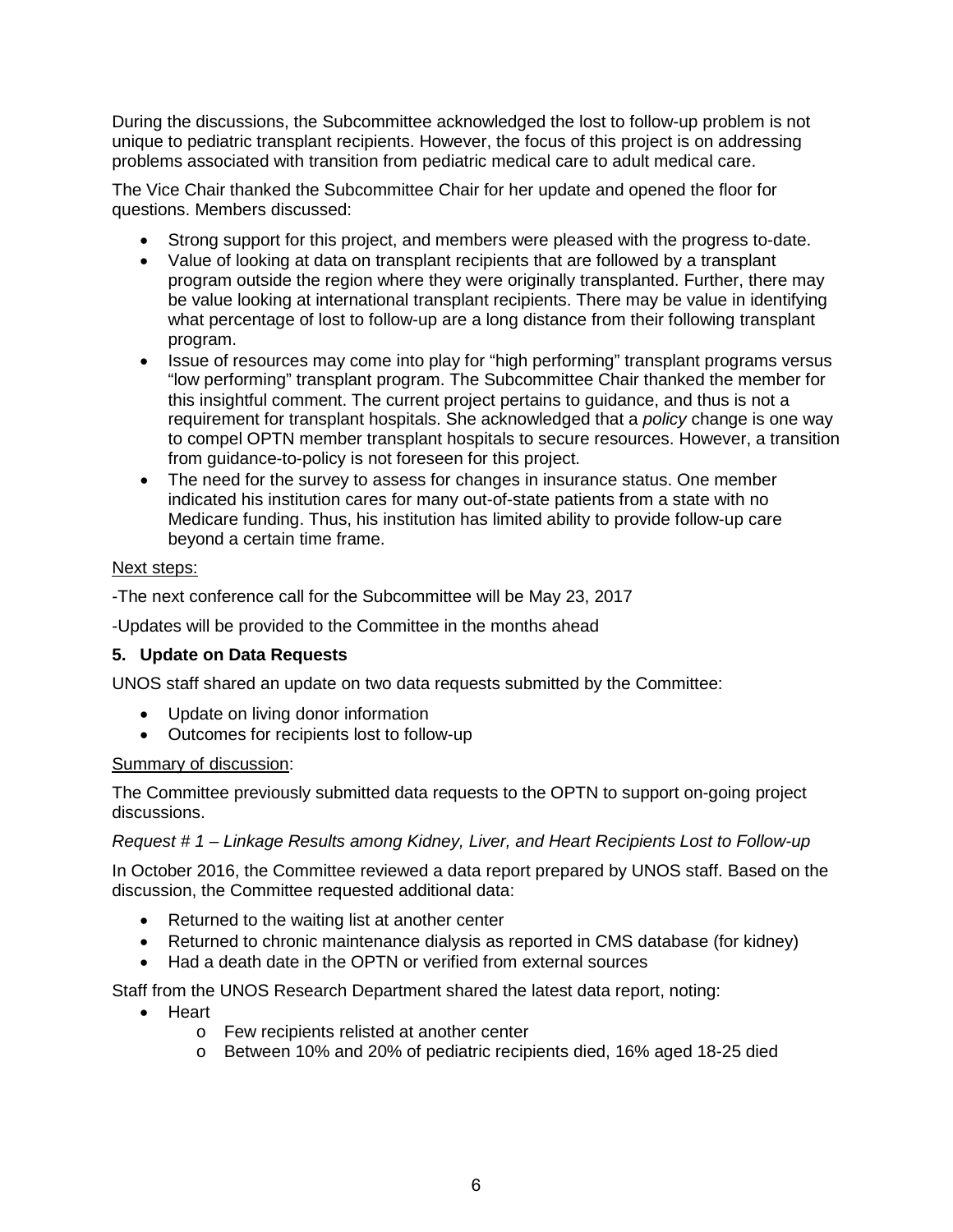During the discussions, the Subcommittee acknowledged the lost to follow-up problem is not unique to pediatric transplant recipients. However, the focus of this project is on addressing problems associated with transition from pediatric medical care to adult medical care.

The Vice Chair thanked the Subcommittee Chair for her update and opened the floor for questions. Members discussed:

- Strong support for this project, and members were pleased with the progress to-date.
- Value of looking at data on transplant recipients that are followed by a transplant program outside the region where they were originally transplanted. Further, there may be value looking at international transplant recipients. There may be value in identifying what percentage of lost to follow-up are a long distance from their following transplant program.
- Issue of resources may come into play for "high performing" transplant programs versus "low performing" transplant program. The Subcommittee Chair thanked the member for this insightful comment. The current project pertains to guidance, and thus is not a requirement for transplant hospitals. She acknowledged that a *policy* change is one way to compel OPTN member transplant hospitals to secure resources. However, a transition from guidance-to-policy is not foreseen for this project.
- The need for the survey to assess for changes in insurance status. One member indicated his institution cares for many out-of-state patients from a state with no Medicare funding. Thus, his institution has limited ability to provide follow-up care beyond a certain time frame.

<u>Next steps:</u>

-The next conference call for the Subcommittee will be May 23, 2017

-Updates will be provided to the Committee in the months ahead

**5. Update on Data Requests**

UNOS staff shared an update on two data requests submitted by the Committee:

- Update on living donor information
- Outcomes for recipients lost to follow-up

<u>Summary of discussion</u>:

The Committee previously submitted data requests to the OPTN to support on-going project discussions.

*Request # 1 – Linkage Results among Kidney, Liver, and Heart Recipients Lost to Follow-up*

In October 2016, the Committee reviewed a data report prepared by UNOS staff. Based on the discussion, the Committee requested additional data:

- Returned to the waiting list at another center
- Returned to chronic maintenance dialysis as reported in CMS database (for kidney)
- Had a death date in the OPTN or verified from external sources

Staff from the UNOS Research Department shared the latest data report, noting:

- Heart
  - Few recipients relisted at another center
  - Between 10% and 20% of pediatric recipients died, 16% aged 18-25 died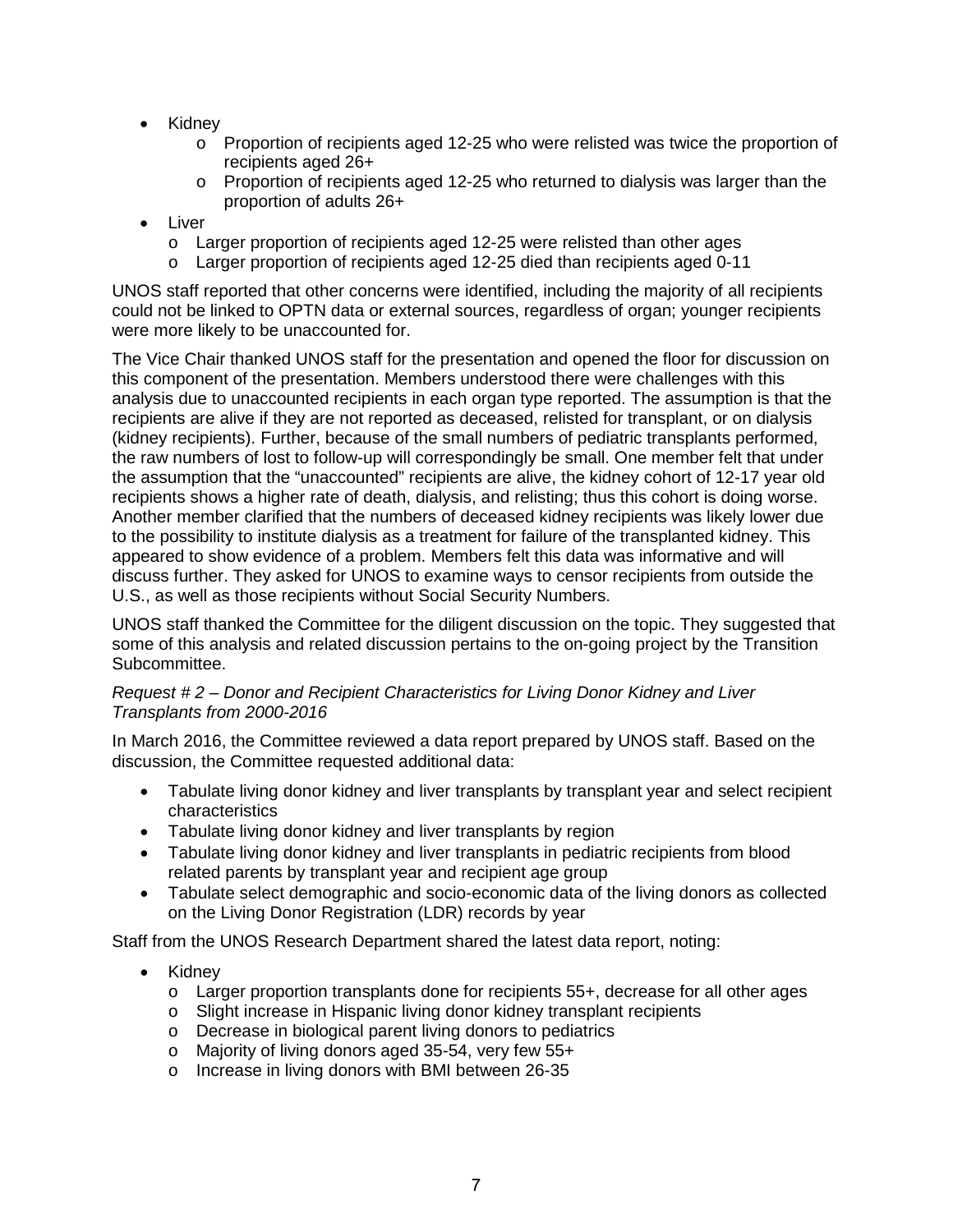- Kidney
  - Proportion of recipients aged 12-25 who were relisted was twice the proportion of recipients aged 26+
  - Proportion of recipients aged 12-25 who returned to dialysis was larger than the proportion of adults 26+
- Liver
  - Larger proportion of recipients aged 12-25 were relisted than other ages
  - Larger proportion of recipients aged 12-25 died than recipients aged 0-11

UNOS staff reported that other concerns were identified, including the majority of all recipients could not be linked to OPTN data or external sources, regardless of organ; younger recipients were more likely to be unaccounted for.

The Vice Chair thanked UNOS staff for the presentation and opened the floor for discussion on this component of the presentation. Members understood there were challenges with this analysis due to unaccounted recipients in each organ type reported. The assumption is that the recipients are alive if they are not reported as deceased, relisted for transplant, or on dialysis (kidney recipients). Further, because of the small numbers of pediatric transplants performed, the raw numbers of lost to follow-up will correspondingly be small. One member felt that under the assumption that the "unaccounted" recipients are alive, the kidney cohort of 12-17 year old recipients shows a higher rate of death, dialysis, and relisting; thus this cohort is doing worse. Another member clarified that the numbers of deceased kidney recipients was likely lower due to the possibility to institute dialysis as a treatment for failure of the transplanted kidney. This appeared to show evidence of a problem. Members felt this data was informative and will discuss further. They asked for UNOS to examine ways to censor recipients from outside the U.S., as well as those recipients without Social Security Numbers.

UNOS staff thanked the Committee for the diligent discussion on the topic. They suggested that some of this analysis and related discussion pertains to the on-going project by the Transition Subcommittee.

*Request # 2 – Donor and Recipient Characteristics for Living Donor Kidney and Liver Transplants from 2000-2016*

In March 2016, the Committee reviewed a data report prepared by UNOS staff. Based on the discussion, the Committee requested additional data:

- Tabulate living donor kidney and liver transplants by transplant year and select recipient characteristics
- Tabulate living donor kidney and liver transplants by region
- Tabulate living donor kidney and liver transplants in pediatric recipients from blood related parents by transplant year and recipient age group
- Tabulate select demographic and socio-economic data of the living donors as collected on the Living Donor Registration (LDR) records by year

Staff from the UNOS Research Department shared the latest data report, noting:

- Kidney
  - Larger proportion transplants done for recipients 55+, decrease for all other ages
  - Slight increase in Hispanic living donor kidney transplant recipients
  - Decrease in biological parent living donors to pediatrics
  - Majority of living donors aged 35-54, very few 55+
  - Increase in living donors with BMI between 26-35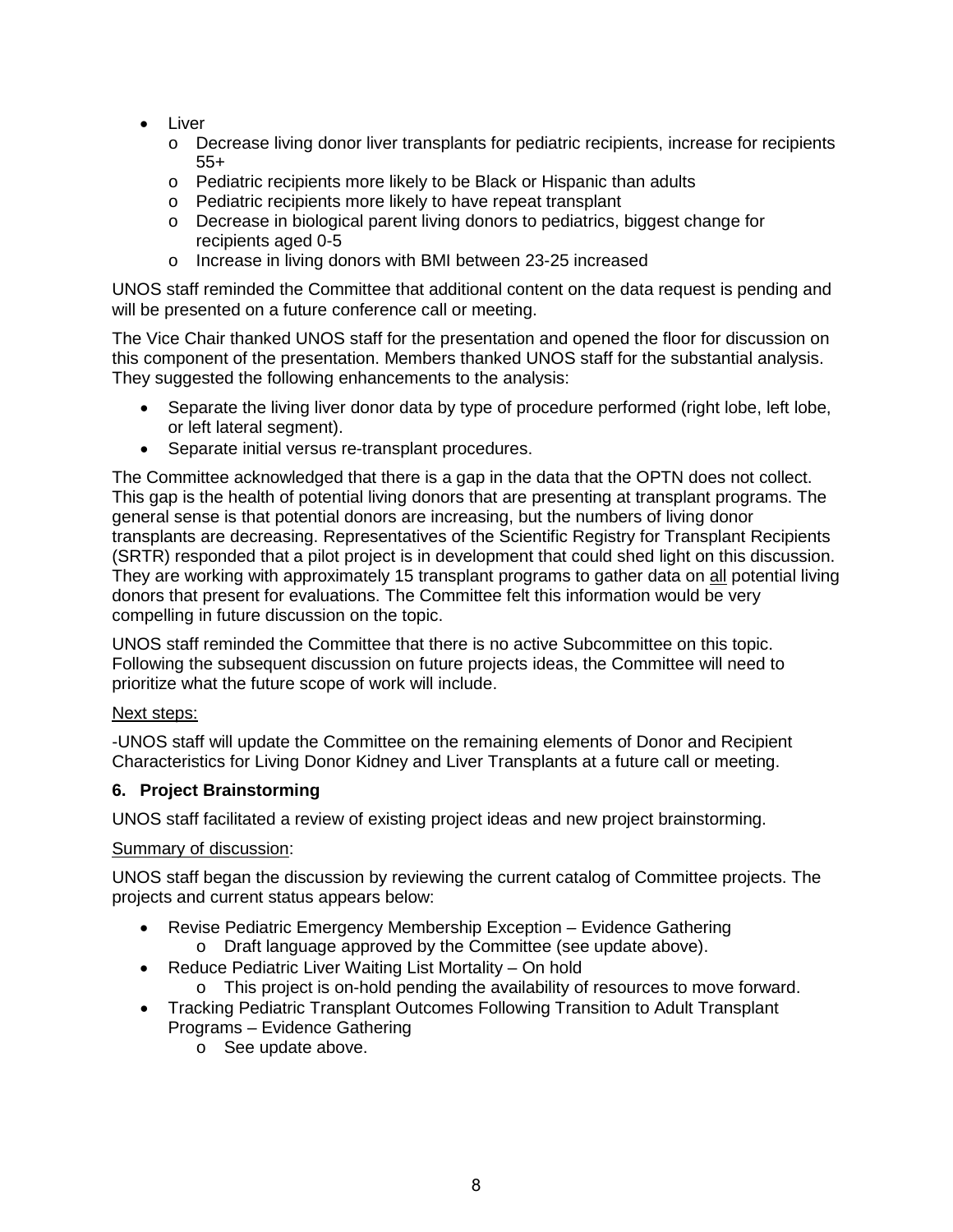- Liver
  - Decrease living donor liver transplants for pediatric recipients, increase for recipients 55+
  - Pediatric recipients more likely to be Black or Hispanic than adults
  - Pediatric recipients more likely to have repeat transplant
  - Decrease in biological parent living donors to pediatrics, biggest change for recipients aged 0-5
  - Increase in living donors with BMI between 23-25 increased

UNOS staff reminded the Committee that additional content on the data request is pending and will be presented on a future conference call or meeting.

The Vice Chair thanked UNOS staff for the presentation and opened the floor for discussion on this component of the presentation. Members thanked UNOS staff for the substantial analysis. They suggested the following enhancements to the analysis:

- Separate the living liver donor data by type of procedure performed (right lobe, left lobe, or left lateral segment).
- Separate initial versus re-transplant procedures.

The Committee acknowledged that there is a gap in the data that the OPTN does not collect. This gap is the health of potential living donors that are presenting at transplant programs. The general sense is that potential donors are increasing, but the numbers of living donor transplants are decreasing. Representatives of the Scientific Registry for Transplant Recipients (SRTR) responded that a pilot project is in development that could shed light on this discussion. They are working with approximately 15 transplant programs to gather data on <u>all</u> potential living donors that present for evaluations. The Committee felt this information would be very compelling in future discussion on the topic.

UNOS staff reminded the Committee that there is no active Subcommittee on this topic. Following the subsequent discussion on future projects ideas, the Committee will need to prioritize what the future scope of work will include.

<u>Next steps:</u>

-UNOS staff will update the Committee on the remaining elements of Donor and Recipient Characteristics for Living Donor Kidney and Liver Transplants at a future call or meeting.

### 6. Project Brainstorming

UNOS staff facilitated a review of existing project ideas and new project brainstorming.

<u>Summary of discussion</u>:

UNOS staff began the discussion by reviewing the current catalog of Committee projects. The projects and current status appears below:

- Revise Pediatric Emergency Membership Exception – Evidence Gathering
  - Draft language approved by the Committee (see update above).
- Reduce Pediatric Liver Waiting List Mortality – On hold
  - This project is on-hold pending the availability of resources to move forward.
- Tracking Pediatric Transplant Outcomes Following Transition to Adult Transplant Programs – Evidence Gathering
  - See update above.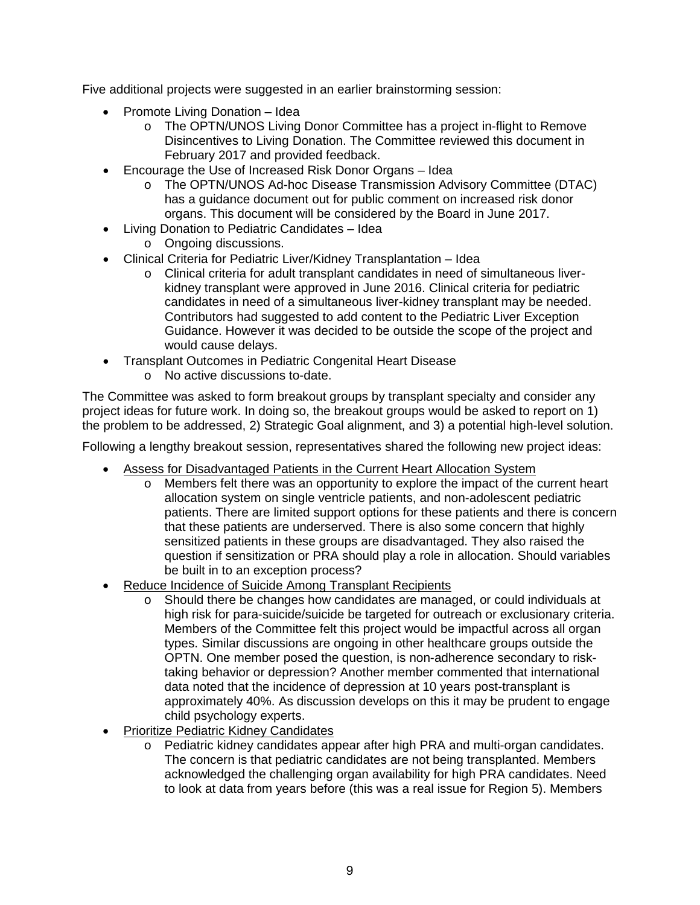Five additional projects were suggested in an earlier brainstorming session:

- Promote Living Donation – Idea
  - The OPTN/UNOS Living Donor Committee has a project in-flight to Remove Disincentives to Living Donation. The Committee reviewed this document in February 2017 and provided feedback.
- Encourage the Use of Increased Risk Donor Organs – Idea
  - The OPTN/UNOS Ad-hoc Disease Transmission Advisory Committee (DTAC) has a guidance document out for public comment on increased risk donor organs. This document will be considered by the Board in June 2017.
- Living Donation to Pediatric Candidates – Idea
  - Ongoing discussions.
- Clinical Criteria for Pediatric Liver/Kidney Transplantation – Idea
  - Clinical criteria for adult transplant candidates in need of simultaneous liver-kidney transplant were approved in June 2016. Clinical criteria for pediatric candidates in need of a simultaneous liver-kidney transplant may be needed. Contributors had suggested to add content to the Pediatric Liver Exception Guidance. However it was decided to be outside the scope of the project and would cause delays.
- Transplant Outcomes in Pediatric Congenital Heart Disease
  - No active discussions to-date.

The Committee was asked to form breakout groups by transplant specialty and consider any project ideas for future work. In doing so, the breakout groups would be asked to report on 1) the problem to be addressed, 2) Strategic Goal alignment, and 3) a potential high-level solution.

Following a lengthy breakout session, representatives shared the following new project ideas:

- <u>Assess for Disadvantaged Patients in the Current Heart Allocation System</u>
  - Members felt there was an opportunity to explore the impact of the current heart allocation system on single ventricle patients, and non-adolescent pediatric patients. There are limited support options for these patients and there is concern that these patients are underserved. There is also some concern that highly sensitized patients in these groups are disadvantaged. They also raised the question if sensitization or PRA should play a role in allocation. Should variables be built in to an exception process?
- <u>Reduce Incidence of Suicide Among Transplant Recipients</u>
  - Should there be changes how candidates are managed, or could individuals at high risk for para-suicide/suicide be targeted for outreach or exclusionary criteria. Members of the Committee felt this project would be impactful across all organ types. Similar discussions are ongoing in other healthcare groups outside the OPTN. One member posed the question, is non-adherence secondary to risk-taking behavior or depression? Another member commented that international data noted that the incidence of depression at 10 years post-transplant is approximately 40%. As discussion develops on this it may be prudent to engage child psychology experts.
- <u>Prioritize Pediatric Kidney Candidates</u>
  - Pediatric kidney candidates appear after high PRA and multi-organ candidates. The concern is that pediatric candidates are not being transplanted. Members acknowledged the challenging organ availability for high PRA candidates. Need to look at data from years before (this was a real issue for Region 5). Members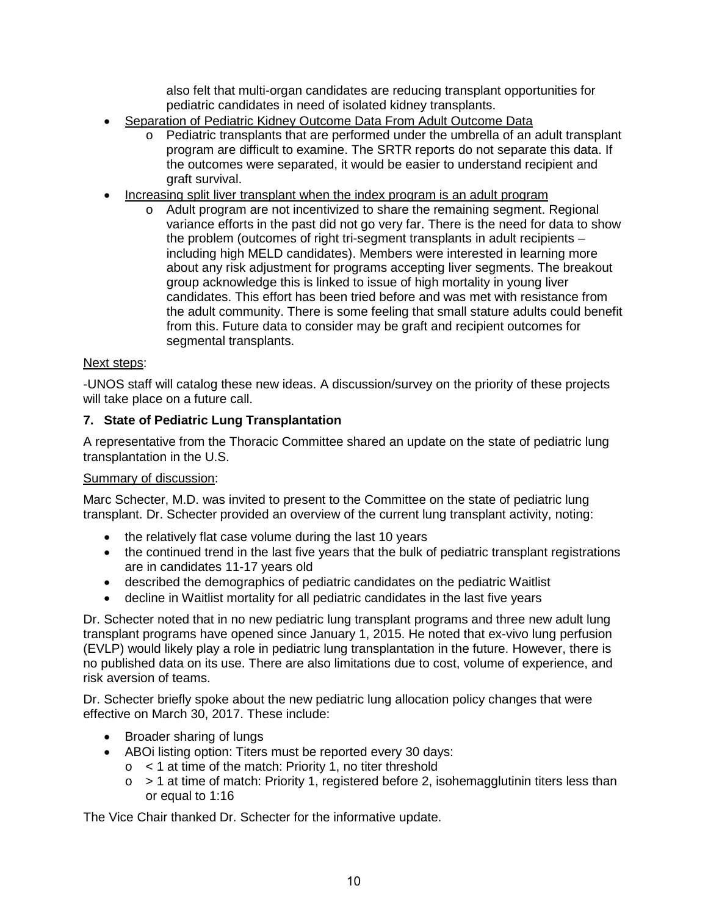also felt that multi-organ candidates are reducing transplant opportunities for pediatric candidates in need of isolated kidney transplants.

- Separation of Pediatric Kidney Outcome Data From Adult Outcome Data
  - Pediatric transplants that are performed under the umbrella of an adult transplant program are difficult to examine. The SRTR reports do not separate this data. If the outcomes were separated, it would be easier to understand recipient and graft survival.
- Increasing split liver transplant when the index program is an adult program
  - Adult program are not incentivized to share the remaining segment. Regional variance efforts in the past did not go very far. There is the need for data to show the problem (outcomes of right tri-segment transplants in adult recipients – including high MELD candidates). Members were interested in learning more about any risk adjustment for programs accepting liver segments. The breakout group acknowledge this is linked to issue of high mortality in young liver candidates. This effort has been tried before and was met with resistance from the adult community. There is some feeling that small stature adults could benefit from this. Future data to consider may be graft and recipient outcomes for segmental transplants.

Next steps:

-UNOS staff will catalog these new ideas. A discussion/survey on the priority of these projects will take place on a future call.

### 7. State of Pediatric Lung Transplantation

A representative from the Thoracic Committee shared an update on the state of pediatric lung transplantation in the U.S.

Summary of discussion:

Marc Schecter, M.D. was invited to present to the Committee on the state of pediatric lung transplant. Dr. Schecter provided an overview of the current lung transplant activity, noting:

- the relatively flat case volume during the last 10 years
- the continued trend in the last five years that the bulk of pediatric transplant registrations are in candidates 11-17 years old
- described the demographics of pediatric candidates on the pediatric Waitlist
- decline in Waitlist mortality for all pediatric candidates in the last five years

Dr. Schecter noted that in no new pediatric lung transplant programs and three new adult lung transplant programs have opened since January 1, 2015. He noted that ex-vivo lung perfusion (EVLP) would likely play a role in pediatric lung transplantation in the future. However, there is no published data on its use. There are also limitations due to cost, volume of experience, and risk aversion of teams.

Dr. Schecter briefly spoke about the new pediatric lung allocation policy changes that were effective on March 30, 2017. These include:

- Broader sharing of lungs
- ABOi listing option: Titers must be reported every 30 days:
  - < 1 at time of the match: Priority 1, no titer threshold
  - > 1 at time of match: Priority 1, registered before 2, isohemagglutinin titers less than or equal to 1:16

The Vice Chair thanked Dr. Schecter for the informative update.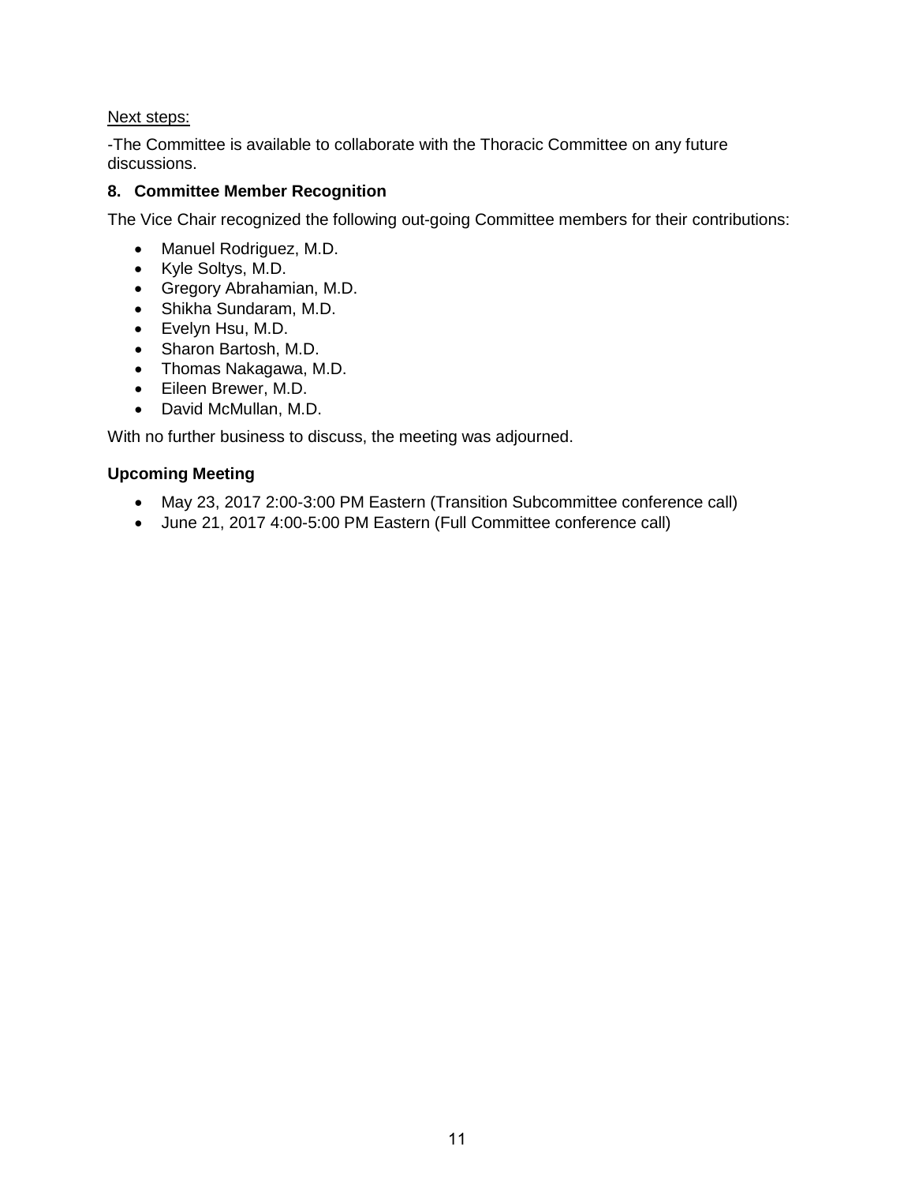Next steps:

-The Committee is available to collaborate with the Thoracic Committee on any future discussions.

### 8. Committee Member Recognition

The Vice Chair recognized the following out-going Committee members for their contributions:

- Manuel Rodriguez, M.D.
- Kyle Soltys, M.D.
- Gregory Abrahamian, M.D.
- Shikha Sundaram, M.D.
- Evelyn Hsu, M.D.
- Sharon Bartosh, M.D.
- Thomas Nakagawa, M.D.
- Eileen Brewer, M.D.
- David McMullan, M.D.

With no further business to discuss, the meeting was adjourned.

### Upcoming Meeting

- May 23, 2017 2:00-3:00 PM Eastern (Transition Subcommittee conference call)
- June 21, 2017 4:00-5:00 PM Eastern (Full Committee conference call)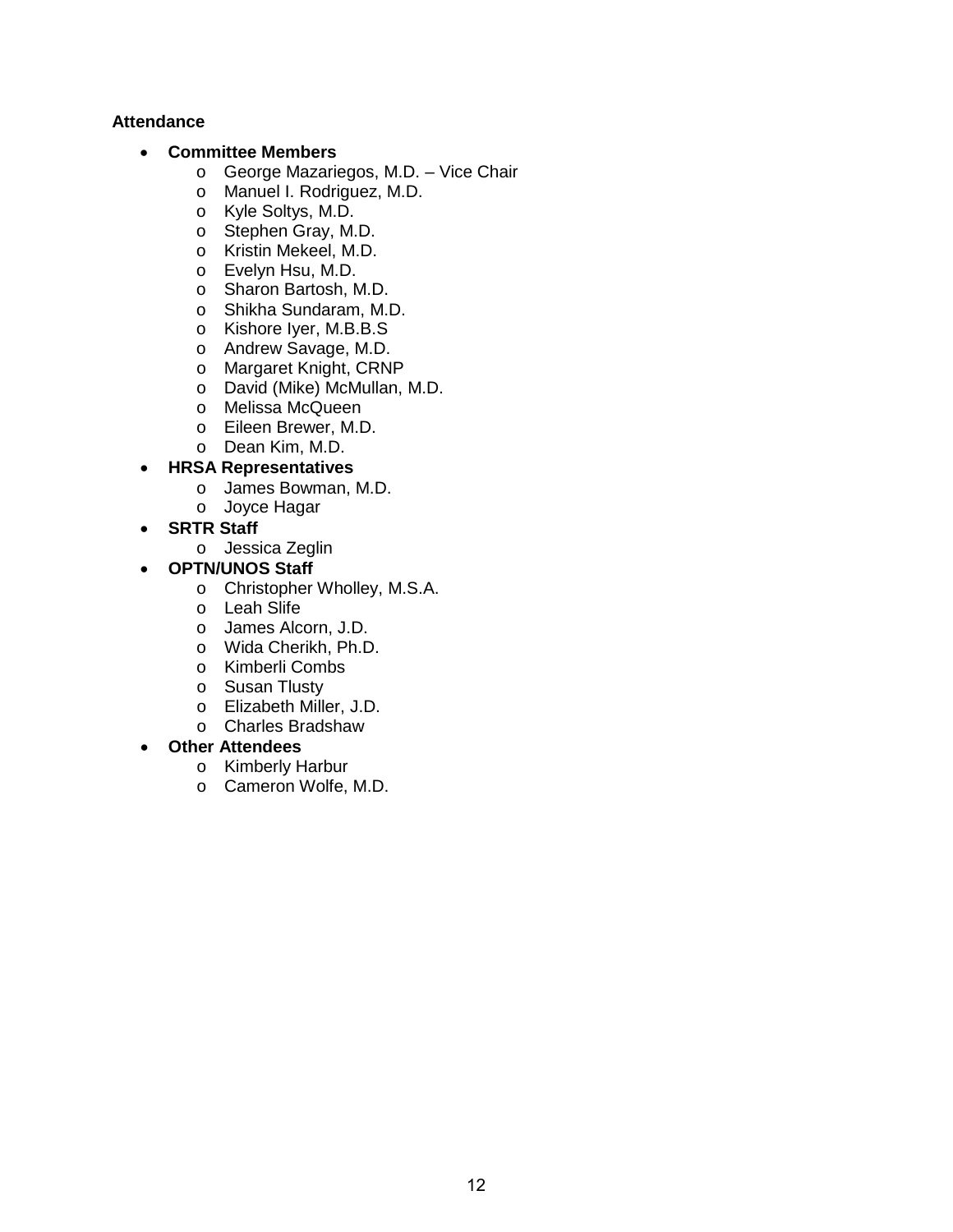**Attendance**

- **Committee Members**
  - George Mazariegos, M.D. – Vice Chair
  - Manuel I. Rodriguez, M.D.
  - Kyle Soltys, M.D.
  - Stephen Gray, M.D.
  - Kristin Mekeel, M.D.
  - Evelyn Hsu, M.D.
  - Sharon Bartosh, M.D.
  - Shikha Sundaram, M.D.
  - Kishore Iyer, M.B.B.S
  - Andrew Savage, M.D.
  - Margaret Knight, CRNP
  - David (Mike) McMullan, M.D.
  - Melissa McQueen
  - Eileen Brewer, M.D.
  - Dean Kim, M.D.
- **HRSA Representatives**
  - James Bowman, M.D.
  - Joyce Hagar
- **SRTR Staff**
  - Jessica Zeglin
- **OPTN/UNOS Staff**
  - Christopher Wholley, M.S.A.
  - Leah Slife
  - James Alcorn, J.D.
  - Wida Cherikh, Ph.D.
  - Kimberli Combs
  - Susan Tlusty
  - Elizabeth Miller, J.D.
  - Charles Bradshaw
- **Other Attendees**
  - Kimberly Harbur
  - Cameron Wolfe, M.D.